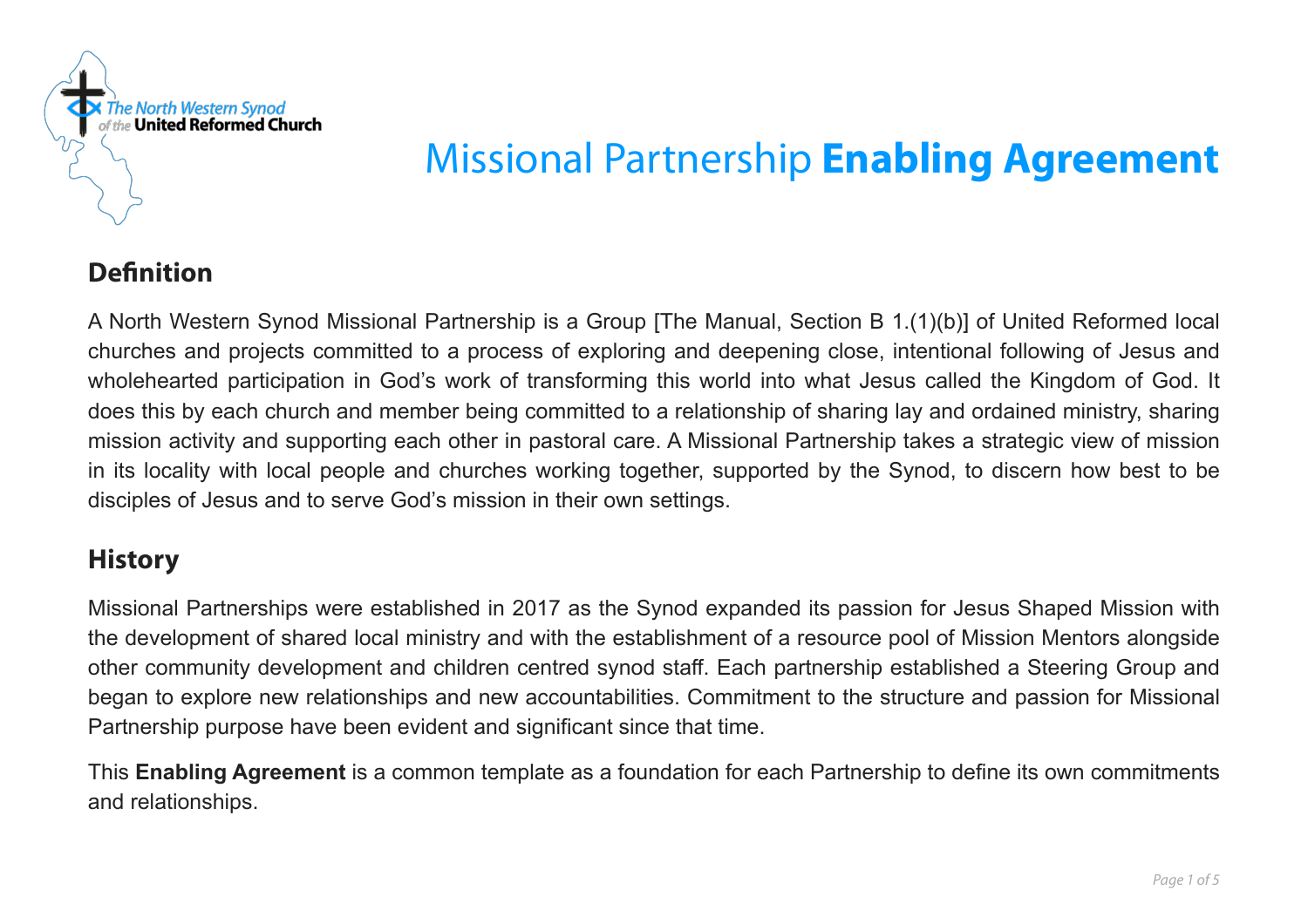The North Western Synod of the United Reformed Church

# Missional Partnership **Enabling Agreement**

## Definition

A North Western Synod Missional Partnership is a Group [The Manual, Section B 1.(1)(b)] of United Reformed local churches and projects committed to a process of exploring and deepening close, intentional following of Jesus and wholehearted participation in God's work of transforming this world into what Jesus called the Kingdom of God. It does this by each church and member being committed to a relationship of sharing lay and ordained ministry, sharing mission activity and supporting each other in pastoral care. A Missional Partnership takes a strategic view of mission in its locality with local people and churches working together, supported by the Synod, to discern how best to be disciples of Jesus and to serve God's mission in their own settings.

## History

Missional Partnerships were established in 2017 as the Synod expanded its passion for Jesus Shaped Mission with the development of shared local ministry and with the establishment of a resource pool of Mission Mentors alongside other community development and children centred synod staff. Each partnership established a Steering Group and began to explore new relationships and new accountabilities. Commitment to the structure and passion for Missional Partnership purpose have been evident and significant since that time.

This **Enabling Agreement** is a common template as a foundation for each Partnership to define its own commitments and relationships.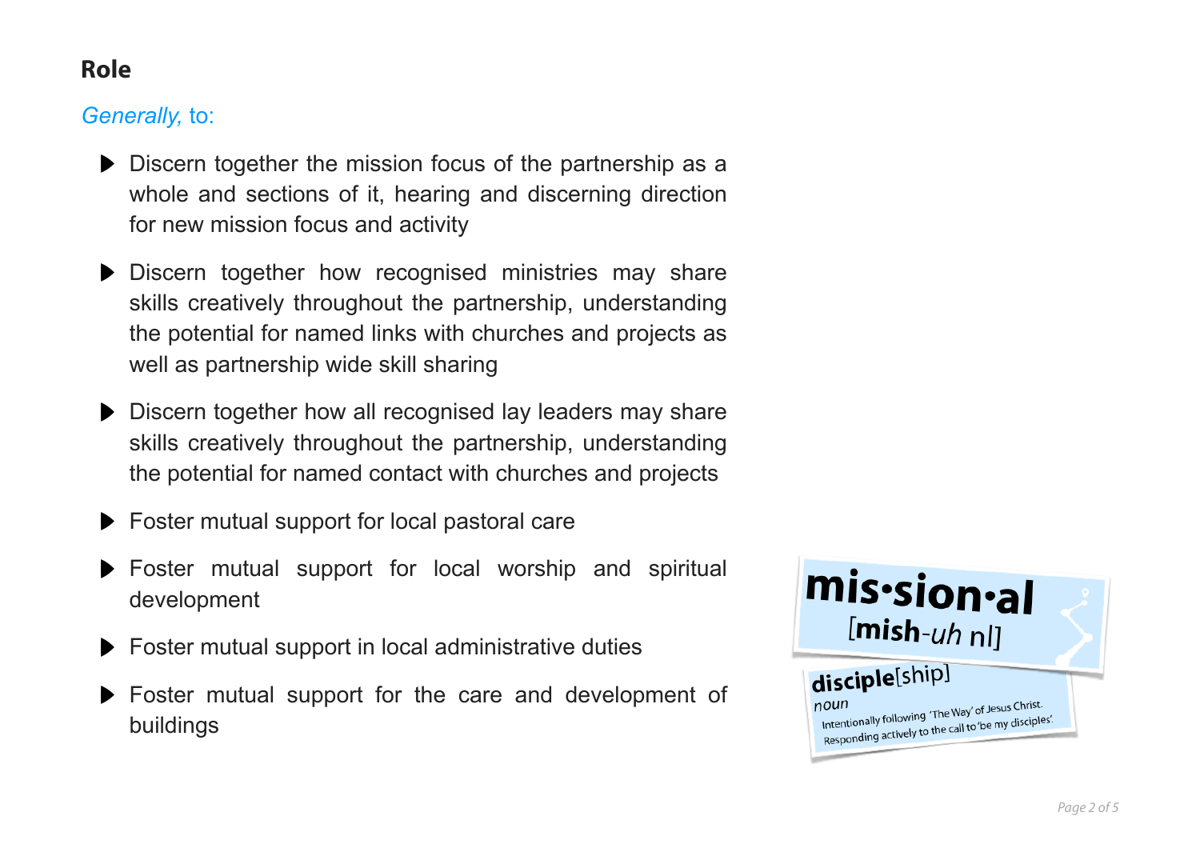## Role

*Generally,* to:

- Discern together the mission focus of the partnership as a whole and sections of it, hearing and discerning direction for new mission focus and activity
- Discern together how recognised ministries may share skills creatively throughout the partnership, understanding the potential for named links with churches and projects as well as partnership wide skill sharing
- Discern together how all recognised lay leaders may share skills creatively throughout the partnership, understanding the potential for named contact with churches and projects
- Foster mutual support for local pastoral care
- Foster mutual support for local worship and spiritual development
- Foster mutual support in local administrative duties
- Foster mutual support for the care and development of buildings

**mis•sion•al**
[**mish**-*uh* nl]

**disciple**[ship]
*noun*
Intentionally following 'The Way' of Jesus Christ.
Responding actively to the call to 'be my disciples'.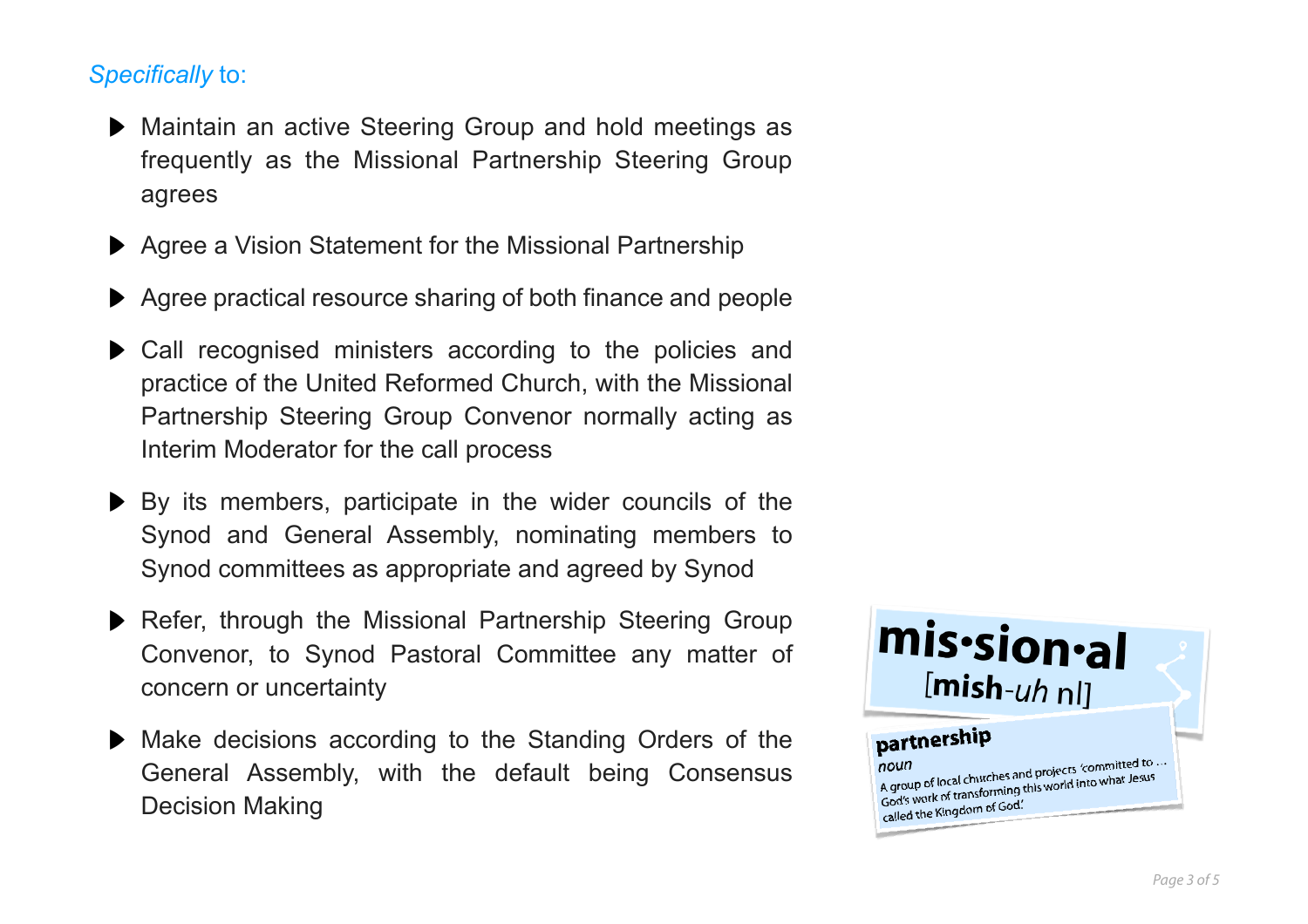*Specifically* to:

- Maintain an active Steering Group and hold meetings as frequently as the Missional Partnership Steering Group agrees
- Agree a Vision Statement for the Missional Partnership
- Agree practical resource sharing of both finance and people
- Call recognised ministers according to the policies and practice of the United Reformed Church, with the Missional Partnership Steering Group Convenor normally acting as Interim Moderator for the call process
- By its members, participate in the wider councils of the Synod and General Assembly, nominating members to Synod committees as appropriate and agreed by Synod
- Refer, through the Missional Partnership Steering Group Convenor, to Synod Pastoral Committee any matter of concern or uncertainty
- Make decisions according to the Standing Orders of the General Assembly, with the default being Consensus Decision Making

**mis·sion·al** [**mish**-*uh* nl]

**partnership**
*noun*
A group of local churches and projects 'committed to … God's work of transforming this world into what Jesus called the Kingdom of God.'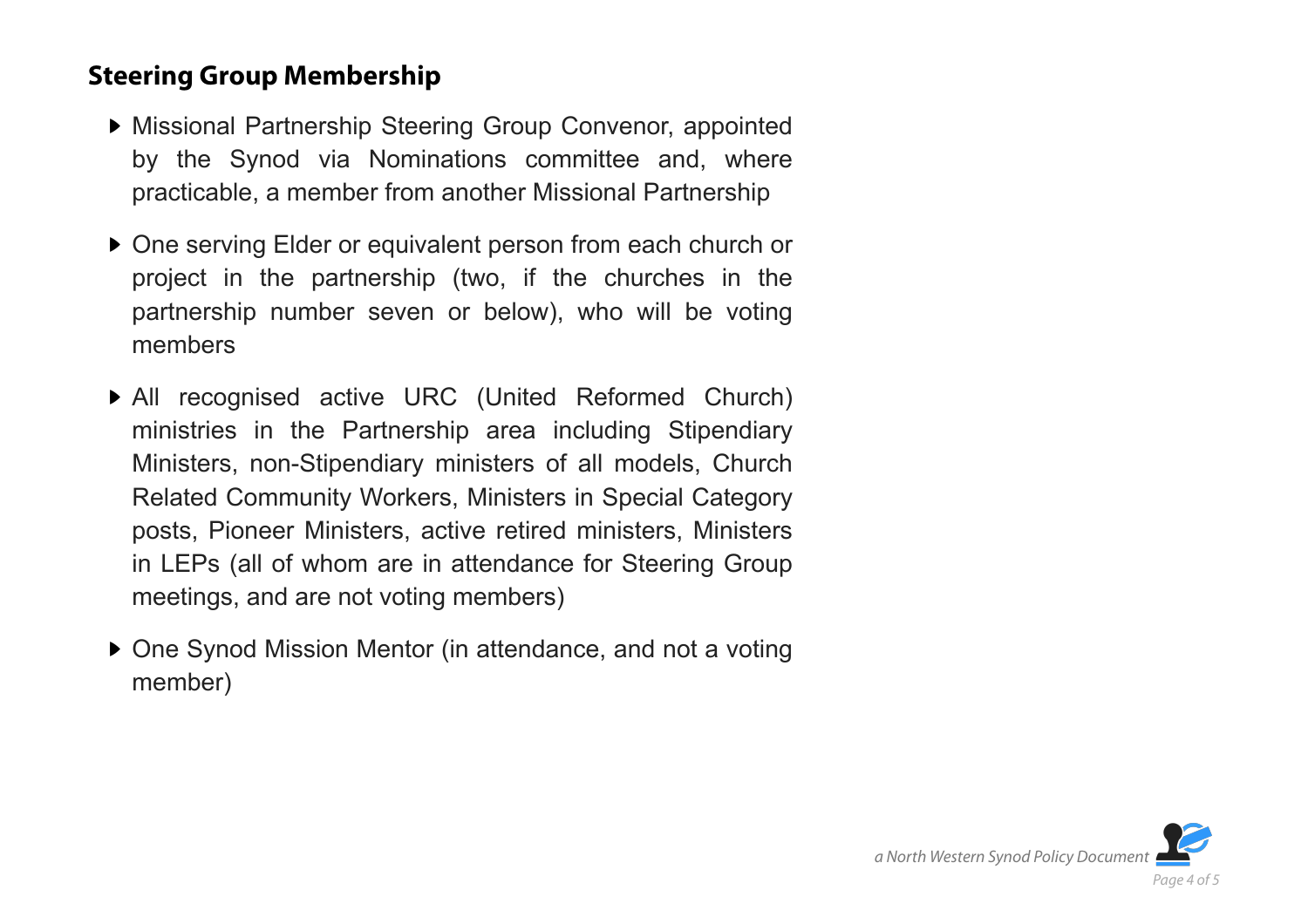## Steering Group Membership

- Missional Partnership Steering Group Convenor, appointed by the Synod via Nominations committee and, where practicable, a member from another Missional Partnership
- One serving Elder or equivalent person from each church or project in the partnership (two, if the churches in the partnership number seven or below), who will be voting members
- All recognised active URC (United Reformed Church) ministries in the Partnership area including Stipendiary Ministers, non-Stipendiary ministers of all models, Church Related Community Workers, Ministers in Special Category posts, Pioneer Ministers, active retired ministers, Ministers in LEPs (all of whom are in attendance for Steering Group meetings, and are not voting members)
- One Synod Mission Mentor (in attendance, and not a voting member)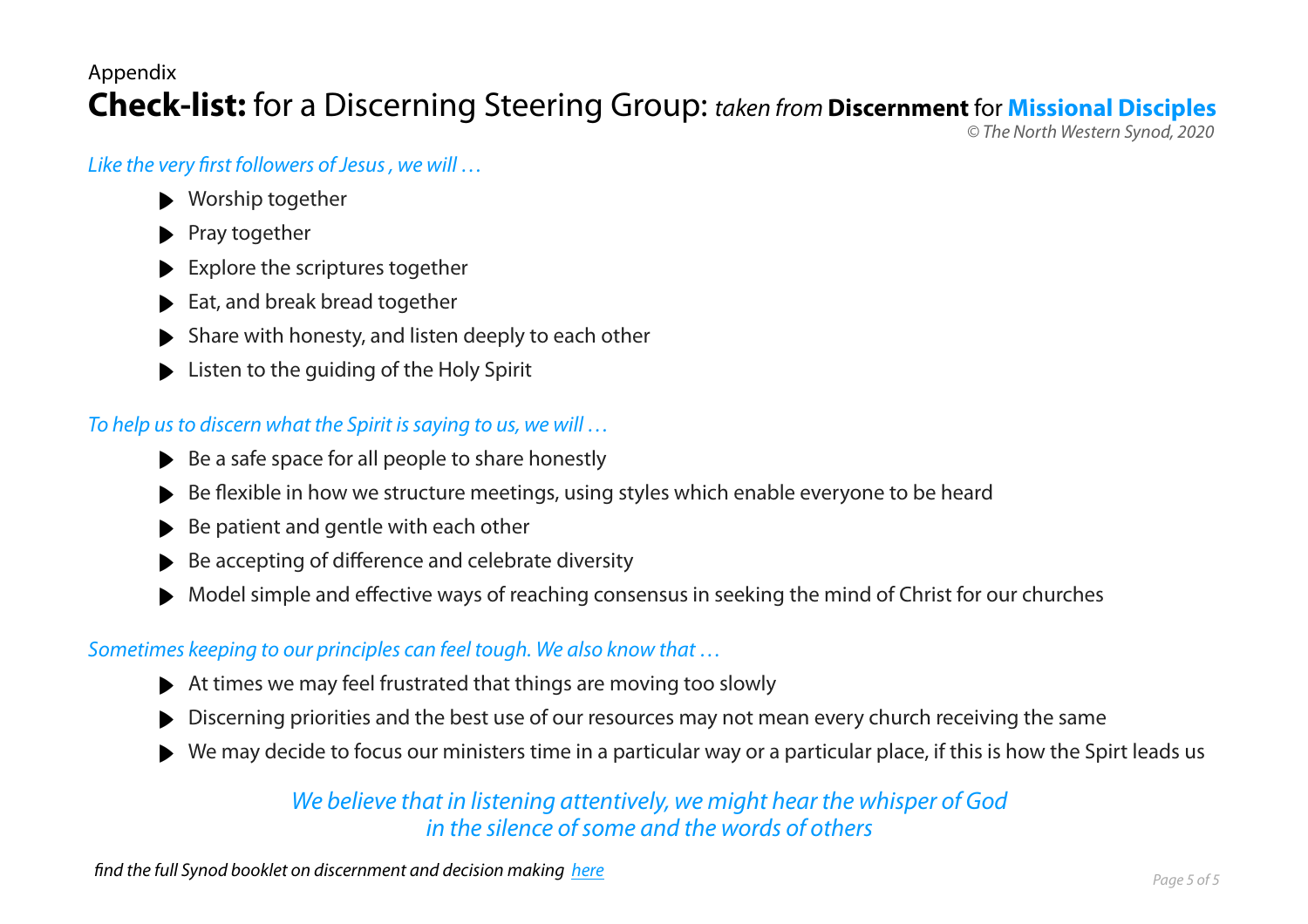Appendix

# **Check-list:** for a Discerning Steering Group: *taken from* **Discernment** for **Missional Disciples**

*© The North Western Synod, 2020*

*Like the very first followers of Jesus , we will …*

- Worship together
- Pray together
- Explore the scriptures together
- Eat, and break bread together
- Share with honesty, and listen deeply to each other
- Listen to the guiding of the Holy Spirit

*To help us to discern what the Spirit is saying to us, we will …*

- Be a safe space for all people to share honestly
- Be flexible in how we structure meetings, using styles which enable everyone to be heard
- Be patient and gentle with each other
- Be accepting of difference and celebrate diversity
- Model simple and effective ways of reaching consensus in seeking the mind of Christ for our churches

*Sometimes keeping to our principles can feel tough. We also know that …*

- At times we may feel frustrated that things are moving too slowly
- Discerning priorities and the best use of our resources may not mean every church receiving the same
- We may decide to focus our ministers time in a particular way or a particular place, if this is how the Spirt leads us

*We believe that in listening attentively, we might hear the whisper of God in the silence of some and the words of others*

*find the full Synod booklet on discernment and decision making here*